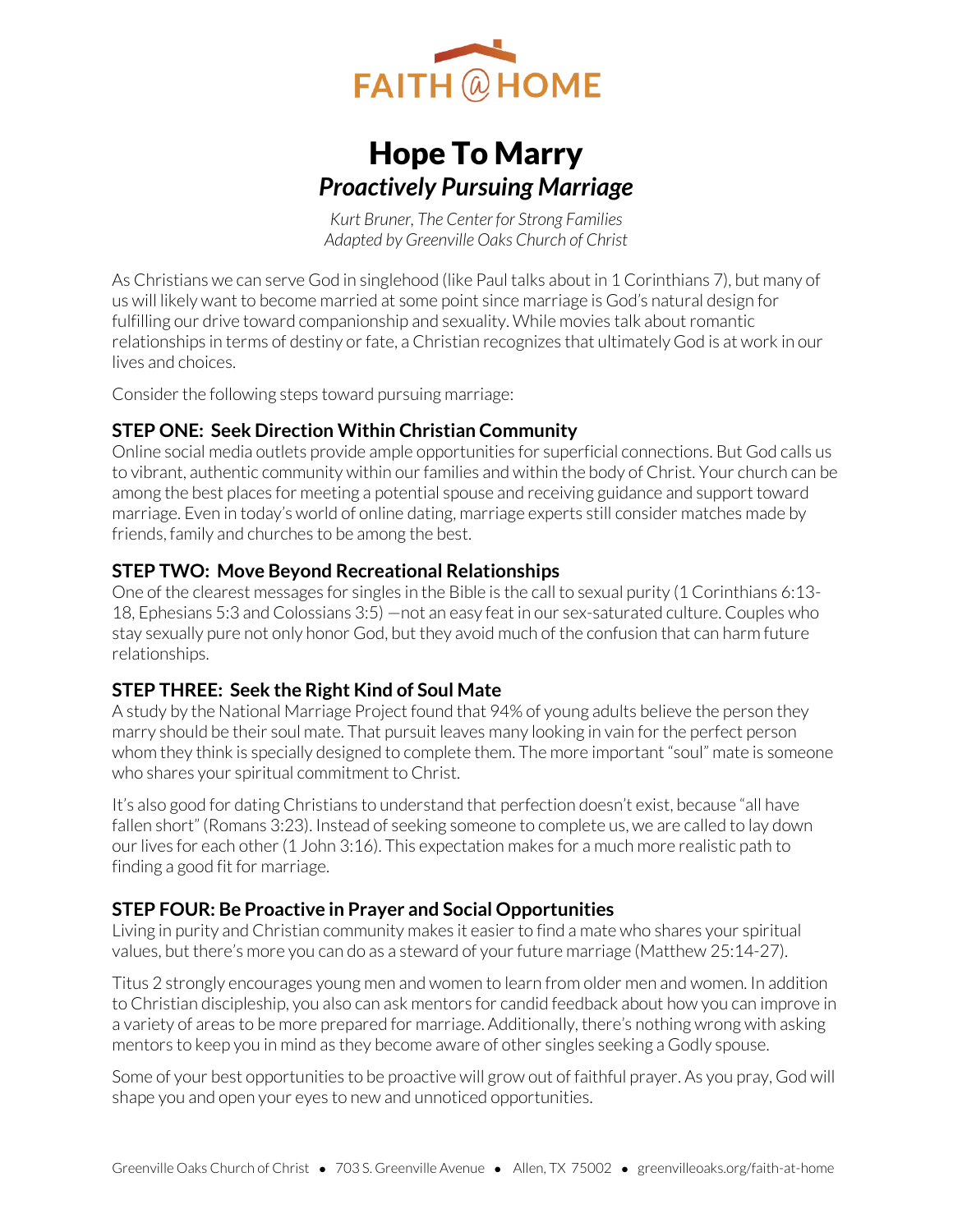FAITH @ HOME

# Hope To Marry

## *Proactively Pursuing Marriage*

*Kurt Bruner, The Center for Strong Families*
*Adapted by Greenville Oaks Church of Christ*

As Christians we can serve God in singlehood (like Paul talks about in 1 Corinthians 7), but many of us will likely want to become married at some point since marriage is God's natural design for fulfilling our drive toward companionship and sexuality. While movies talk about romantic relationships in terms of destiny or fate, a Christian recognizes that ultimately God is at work in our lives and choices.

Consider the following steps toward pursuing marriage:

### STEP ONE: Seek Direction Within Christian Community

Online social media outlets provide ample opportunities for superficial connections. But God calls us to vibrant, authentic community within our families and within the body of Christ. Your church can be among the best places for meeting a potential spouse and receiving guidance and support toward marriage. Even in today's world of online dating, marriage experts still consider matches made by friends, family and churches to be among the best.

### STEP TWO: Move Beyond Recreational Relationships

One of the clearest messages for singles in the Bible is the call to sexual purity (1 Corinthians 6:13-18, Ephesians 5:3 and Colossians 3:5) —not an easy feat in our sex-saturated culture. Couples who stay sexually pure not only honor God, but they avoid much of the confusion that can harm future relationships.

### STEP THREE: Seek the Right Kind of Soul Mate

A study by the National Marriage Project found that 94% of young adults believe the person they marry should be their soul mate. That pursuit leaves many looking in vain for the perfect person whom they think is specially designed to complete them. The more important "soul" mate is someone who shares your spiritual commitment to Christ.

It's also good for dating Christians to understand that perfection doesn't exist, because "all have fallen short" (Romans 3:23). Instead of seeking someone to complete us, we are called to lay down our lives for each other (1 John 3:16). This expectation makes for a much more realistic path to finding a good fit for marriage.

### STEP FOUR: Be Proactive in Prayer and Social Opportunities

Living in purity and Christian community makes it easier to find a mate who shares your spiritual values, but there's more you can do as a steward of your future marriage (Matthew 25:14-27).

Titus 2 strongly encourages young men and women to learn from older men and women. In addition to Christian discipleship, you also can ask mentors for candid feedback about how you can improve in a variety of areas to be more prepared for marriage. Additionally, there's nothing wrong with asking mentors to keep you in mind as they become aware of other singles seeking a Godly spouse.

Some of your best opportunities to be proactive will grow out of faithful prayer. As you pray, God will shape you and open your eyes to new and unnoticed opportunities.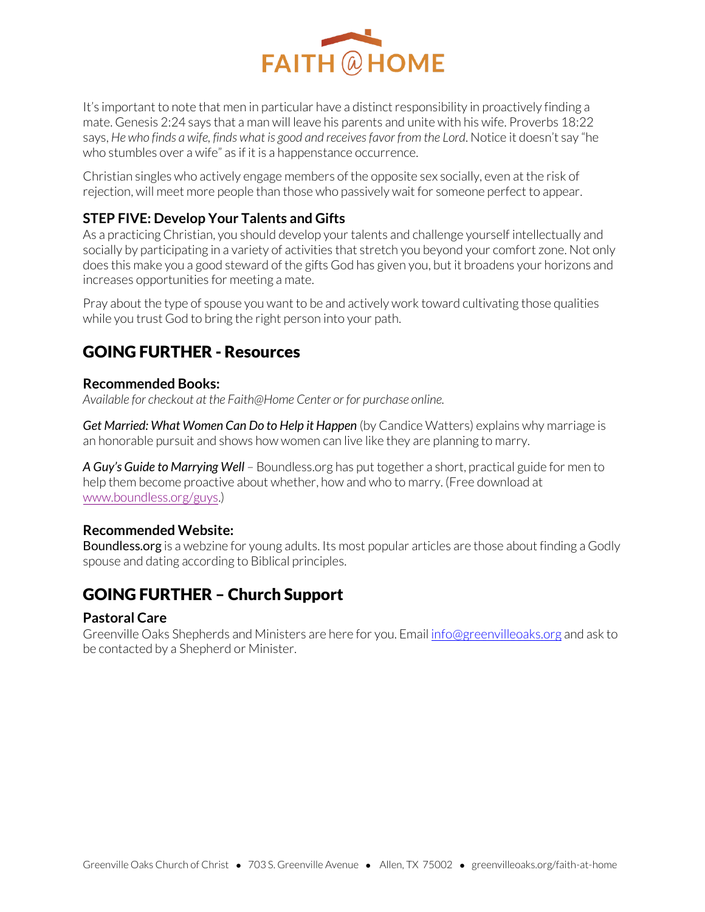It's important to note that men in particular have a distinct responsibility in proactively finding a mate. Genesis 2:24 says that a man will leave his parents and unite with his wife. Proverbs 18:22 says, *He who finds a wife, finds what is good and receives favor from the Lord*. Notice it doesn't say "he who stumbles over a wife" as if it is a happenstance occurrence.

Christian singles who actively engage members of the opposite sex socially, even at the risk of rejection, will meet more people than those who passively wait for someone perfect to appear.

### STEP FIVE: Develop Your Talents and Gifts

As a practicing Christian, you should develop your talents and challenge yourself intellectually and socially by participating in a variety of activities that stretch you beyond your comfort zone. Not only does this make you a good steward of the gifts God has given you, but it broadens your horizons and increases opportunities for meeting a mate.

Pray about the type of spouse you want to be and actively work toward cultivating those qualities while you trust God to bring the right person into your path.

## GOING FURTHER - Resources

### Recommended Books:

*Available for checkout at the Faith@Home Center or for purchase online.*

***Get Married: What Women Can Do to Help it Happen*** (by Candice Watters) explains why marriage is an honorable pursuit and shows how women can live like they are planning to marry.

***A Guy's Guide to Marrying Well*** – Boundless.org has put together a short, practical guide for men to help them become proactive about whether, how and who to marry. (Free download at www.boundless.org/guys.)

### Recommended Website:

**Boundless.org** is a webzine for young adults. Its most popular articles are those about finding a Godly spouse and dating according to Biblical principles.

## GOING FURTHER – Church Support

### Pastoral Care

Greenville Oaks Shepherds and Ministers are here for you. Email info@greenvilleoaks.org and ask to be contacted by a Shepherd or Minister.